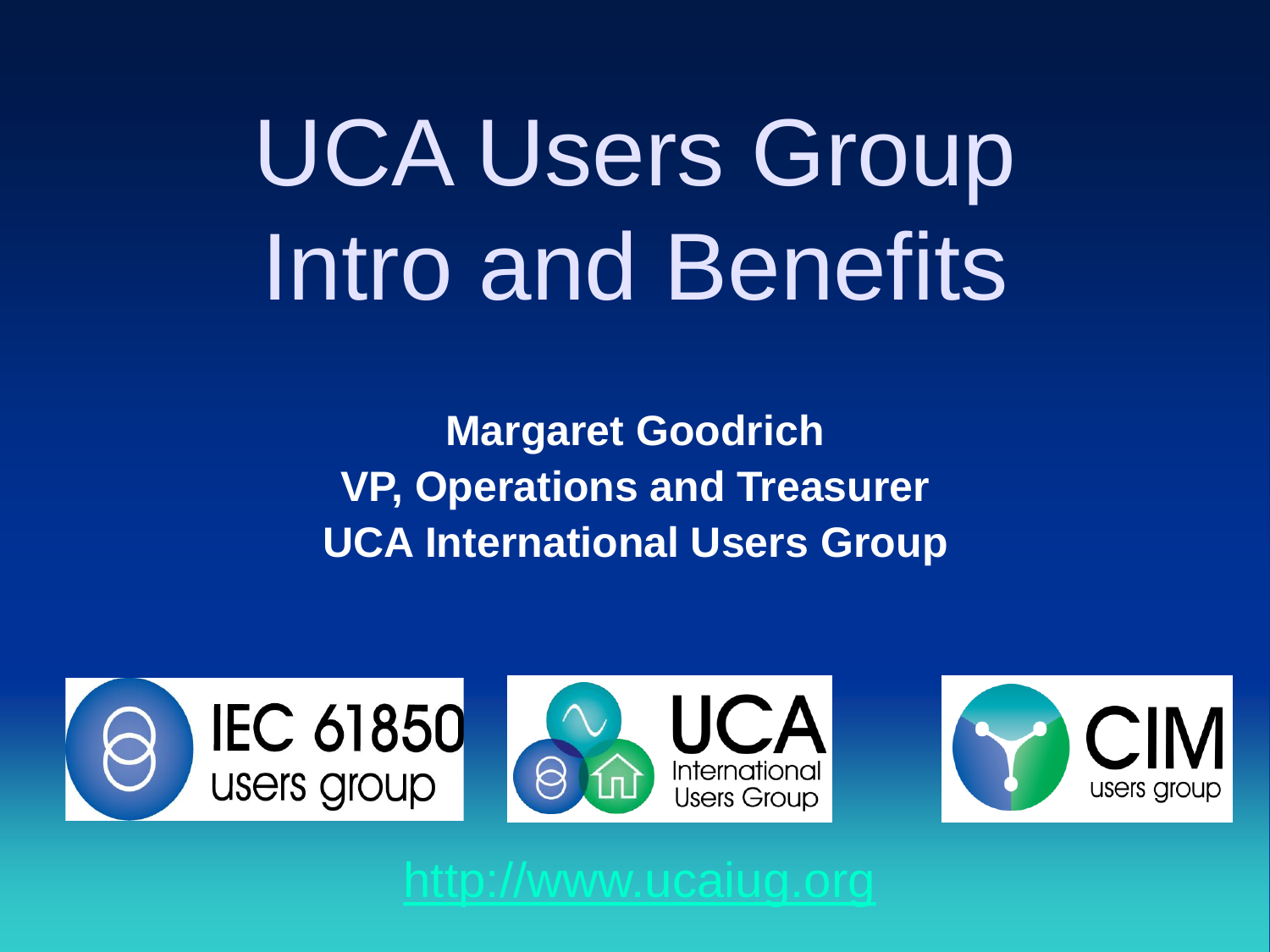# UCA Users Group Intro and Benefits

**Margaret Goodrich**
**VP, Operations and Treasurer**
**UCA International Users Group**

IEC 61850 users group

UCA International Users Group

CIM users group

http://www.ucaiug.org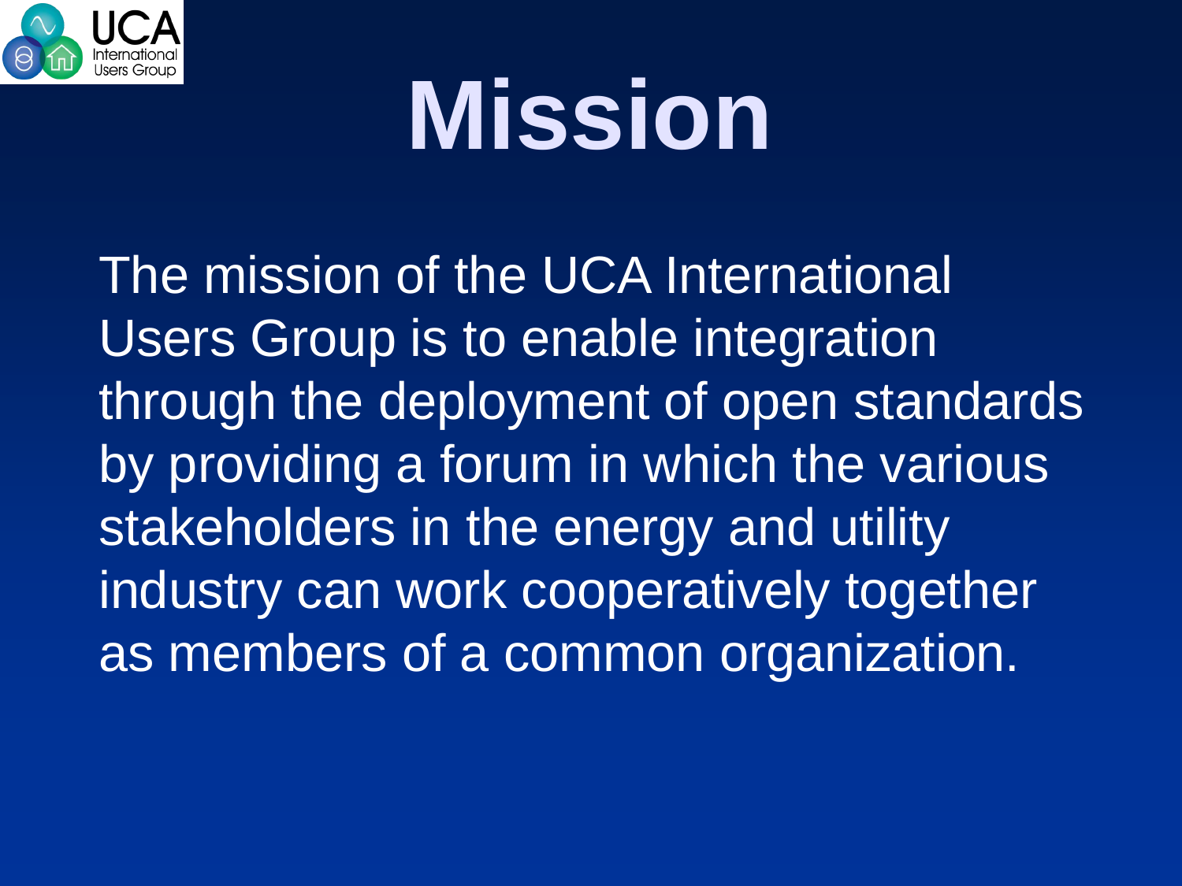# Mission

The mission of the UCA International Users Group is to enable integration through the deployment of open standards by providing a forum in which the various stakeholders in the energy and utility industry can work cooperatively together as members of a common organization.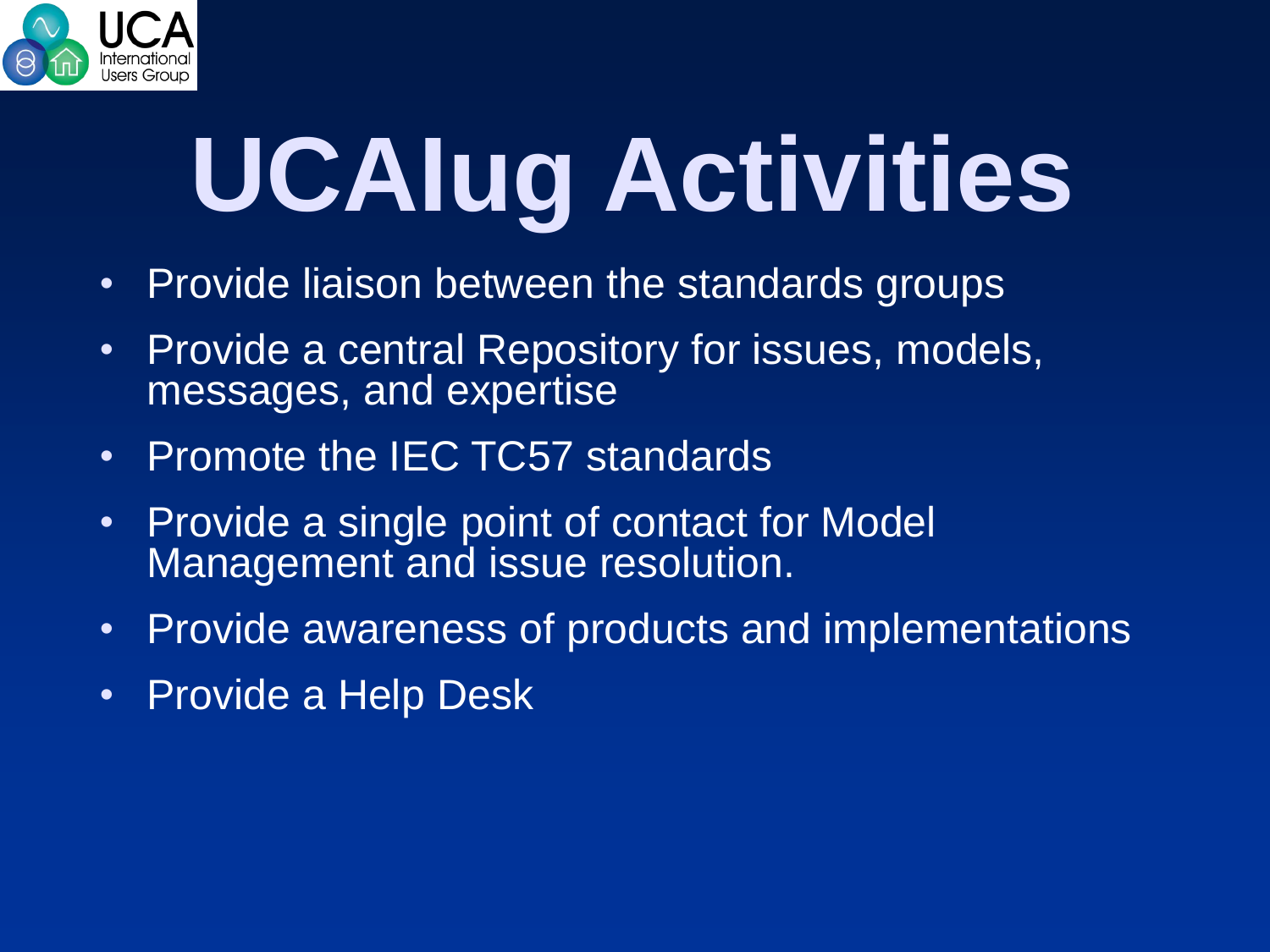# UCAIug Activities

- Provide liaison between the standards groups
- Provide a central Repository for issues, models, messages, and expertise
- Promote the IEC TC57 standards
- Provide a single point of contact for Model Management and issue resolution.
- Provide awareness of products and implementations
- Provide a Help Desk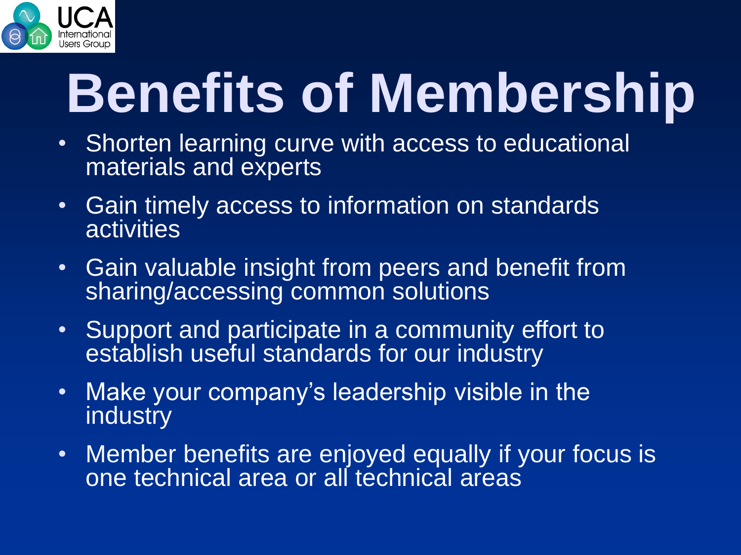# Benefits of Membership

- Shorten learning curve with access to educational materials and experts
- Gain timely access to information on standards activities
- Gain valuable insight from peers and benefit from sharing/accessing common solutions
- Support and participate in a community effort to establish useful standards for our industry
- Make your company's leadership visible in the industry
- Member benefits are enjoyed equally if your focus is one technical area or all technical areas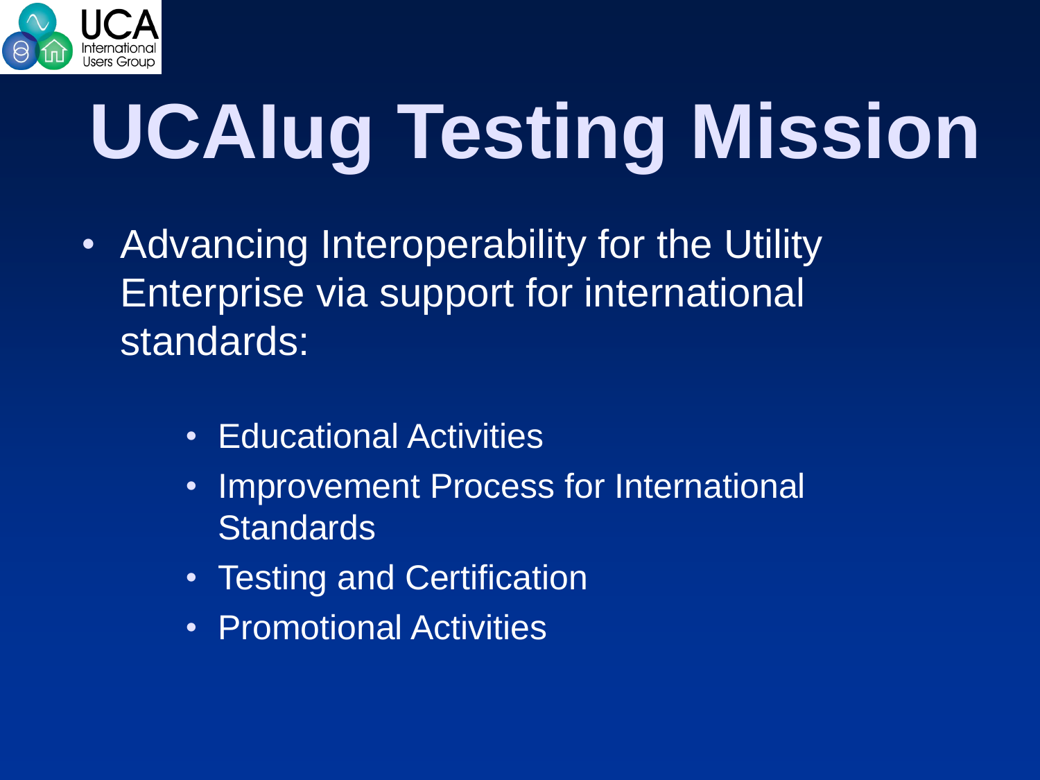# UCAIug Testing Mission

- Advancing Interoperability for the Utility Enterprise via support for international standards:
  - Educational Activities
  - Improvement Process for International Standards
  - Testing and Certification
  - Promotional Activities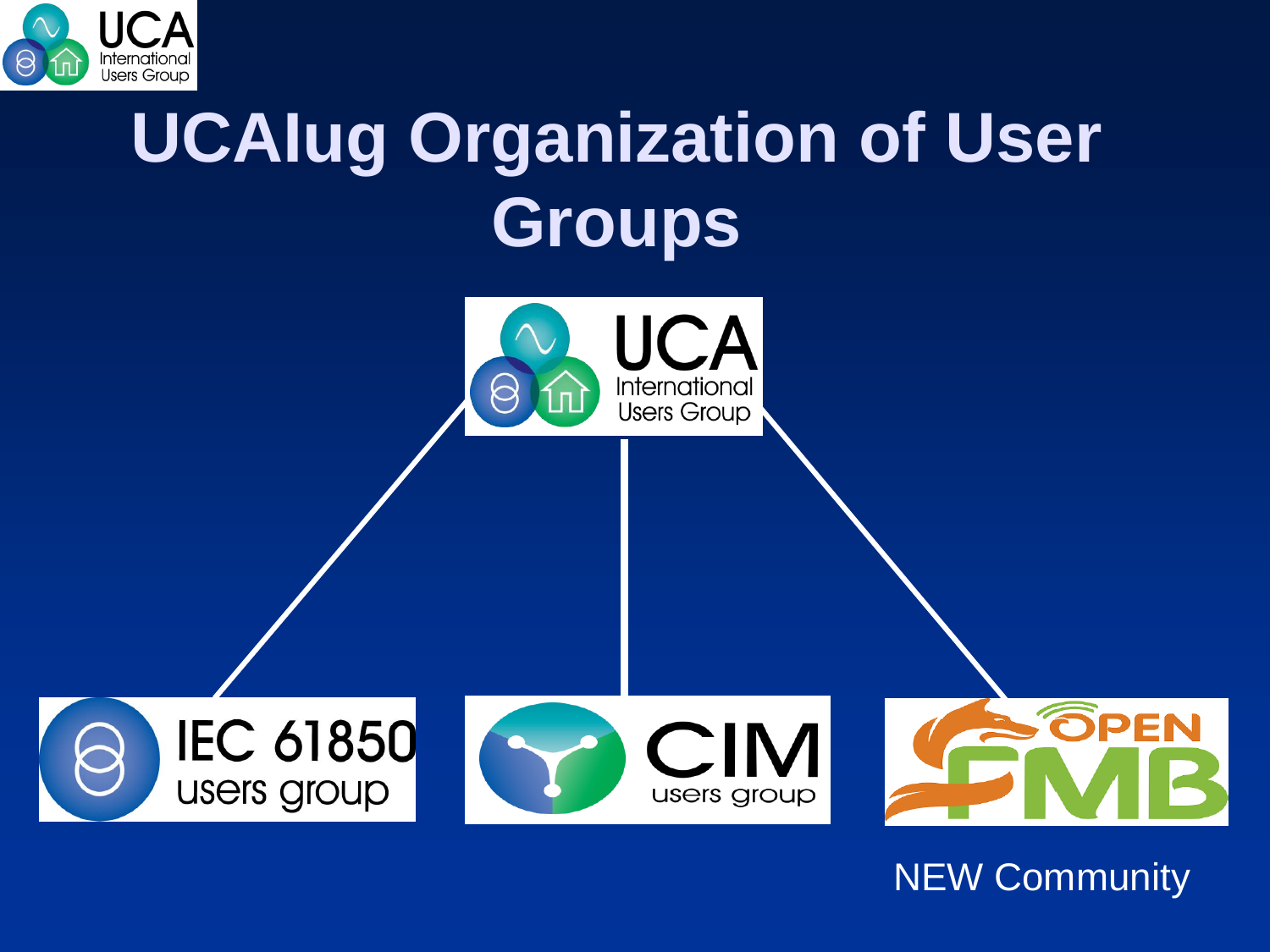# UCAIug Organization of User Groups

UCA International Users Group

IEC 61850 users group

CIM users group

OPEN FMB

NEW Community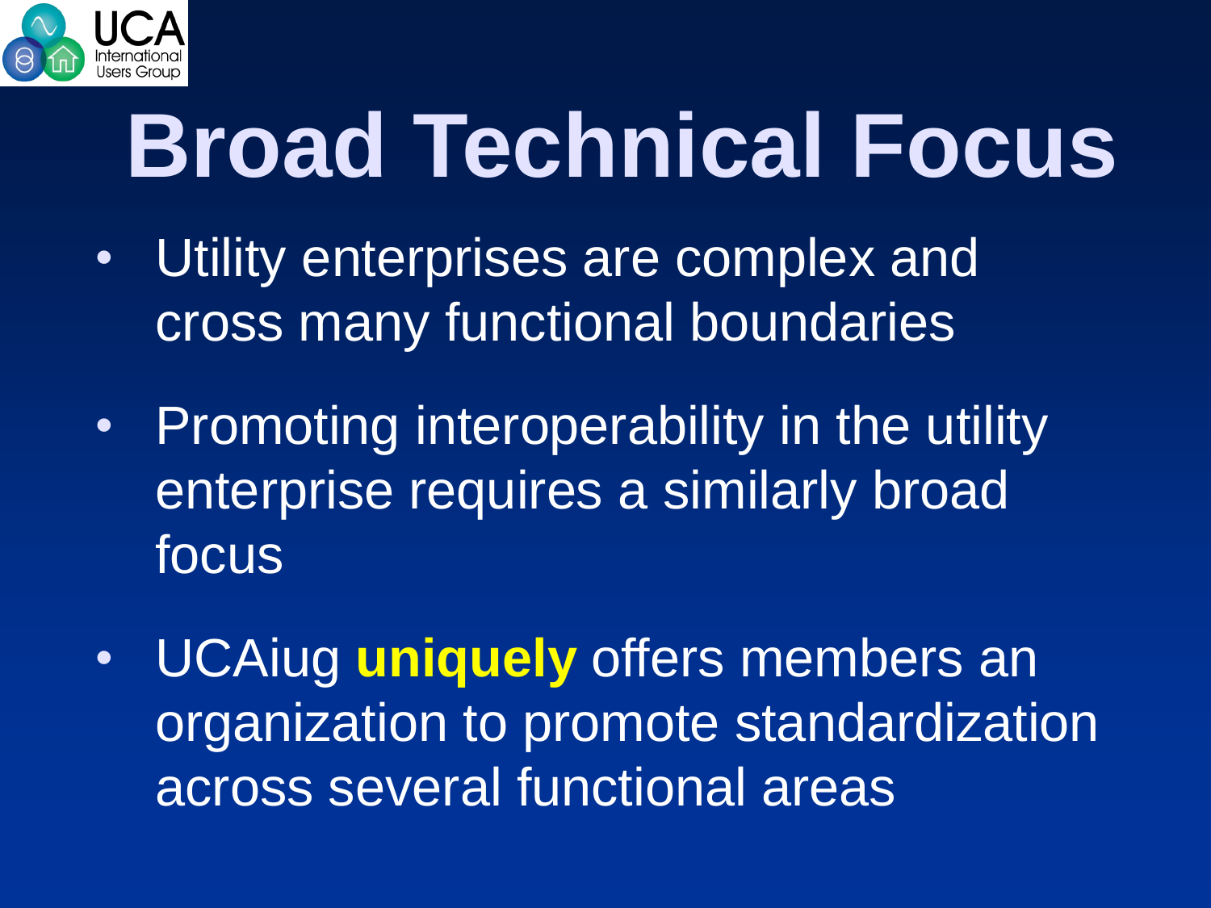# Broad Technical Focus

- Utility enterprises are complex and cross many functional boundaries
- Promoting interoperability in the utility enterprise requires a similarly broad focus
- UCAiug **uniquely** offers members an organization to promote standardization across several functional areas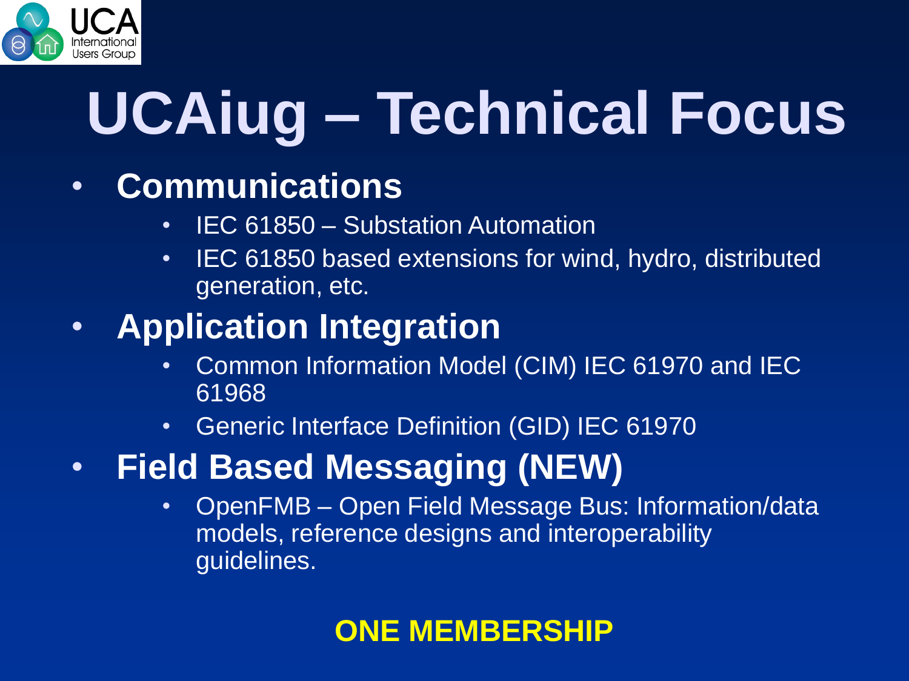# UCAiug – Technical Focus

- **Communications**
  - IEC 61850 – Substation Automation
  - IEC 61850 based extensions for wind, hydro, distributed generation, etc.
- **Application Integration**
  - Common Information Model (CIM) IEC 61970 and IEC 61968
  - Generic Interface Definition (GID) IEC 61970
- **Field Based Messaging (NEW)**
  - OpenFMB – Open Field Message Bus: Information/data models, reference designs and interoperability guidelines.

**ONE MEMBERSHIP**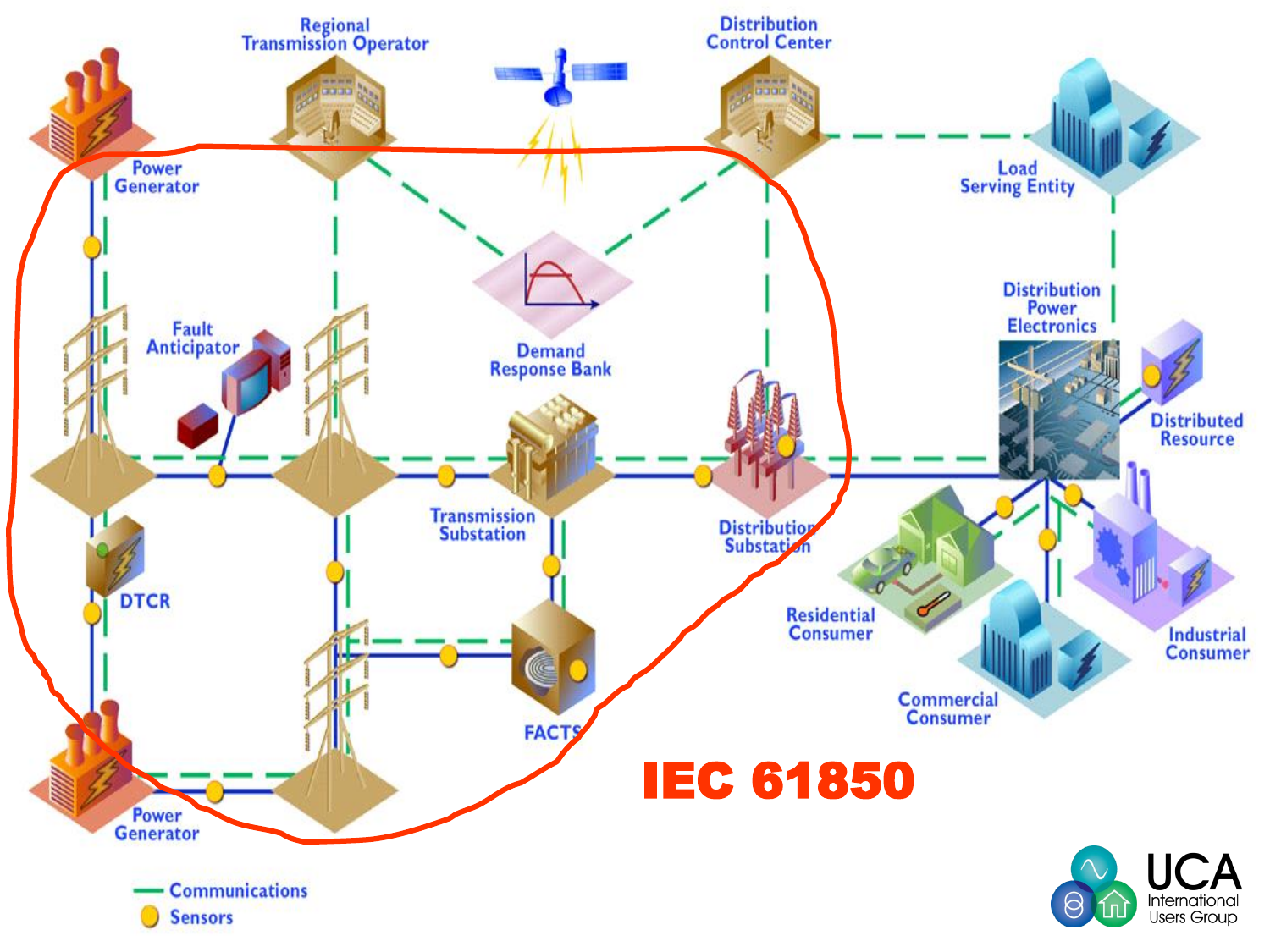Regional Transmission Operator

Distribution Control Center

Power Generator

Load Serving Entity

Fault Anticipator

Demand Response Bank

Distribution Power Electronics

Distributed Resource

Transmission Substation

Distribution Substation

DTCR

Residential Consumer

Industrial Consumer

Commercial Consumer

FACTS

Power Generator

# IEC 61850

Communications

Sensors

UCA International Users Group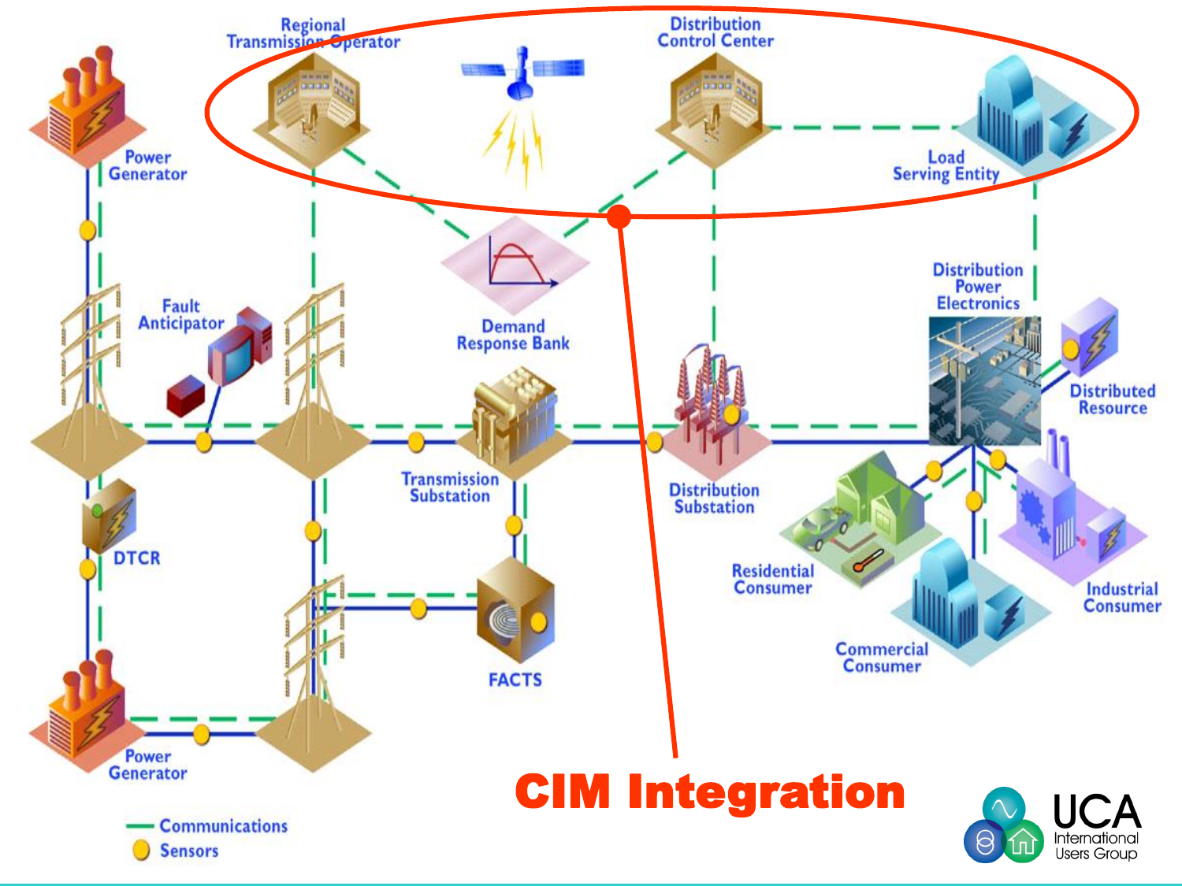Regional Transmission Operator

Distribution Control Center

Load Serving Entity

Power Generator

Fault Anticipator

Demand Response Bank

Distribution Power Electronics

Distributed Resource

Transmission Substation

Distribution Substation

DTCR

Residential Consumer

Industrial Consumer

Commercial Consumer

FACTS

Power Generator

# CIM Integration

Communications

Sensors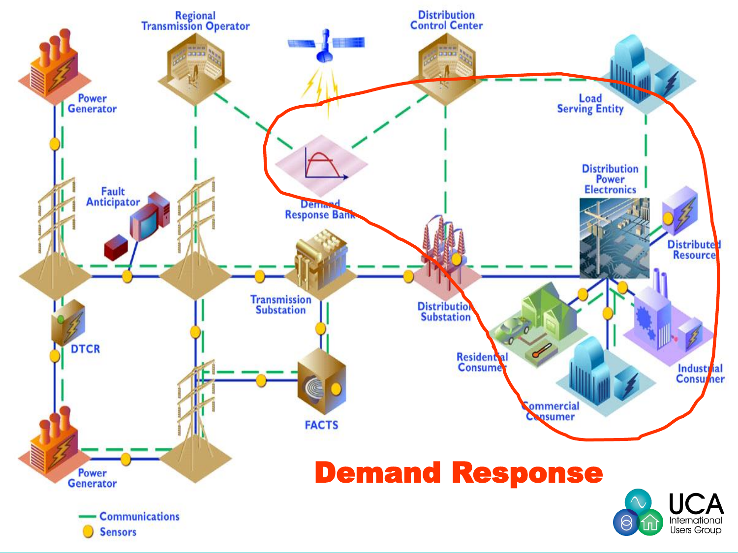Regional Transmission Operator

Distribution Control Center

Power Generator

Load Serving Entity

Demand Response Bank

Fault Anticipator

Distribution Power Electronics

Distributed Resource

Transmission Substation

Distribution Substation

DTCR

Residential Consumer

Industrial Consumer

Commercial Consumer

FACTS

Power Generator

# Demand Response

- Communications
- Sensors

UCA International Users Group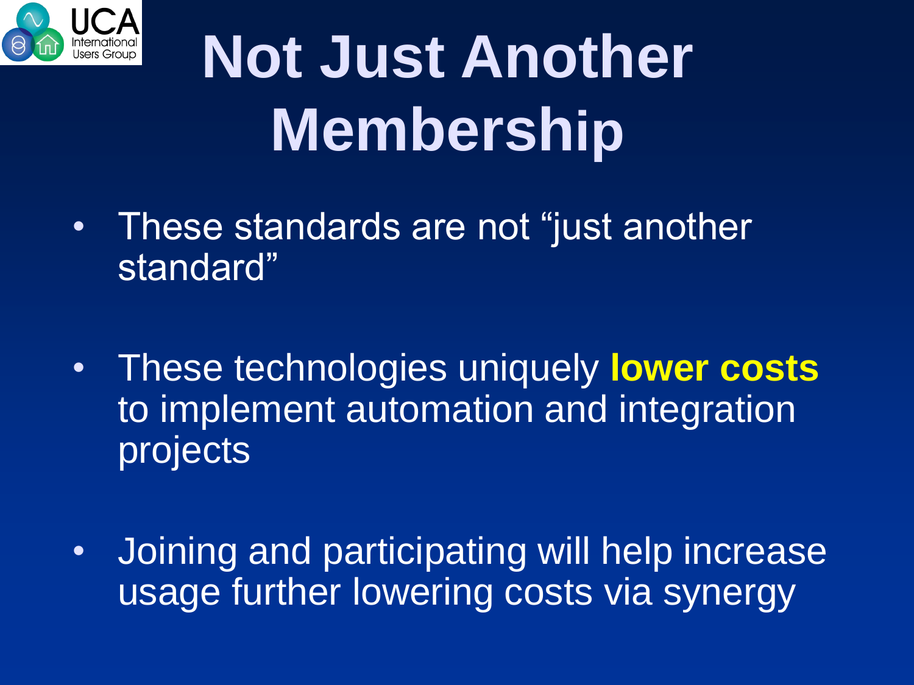# Not Just Another Membership

- These standards are not “just another standard”
- These technologies uniquely **lower costs** to implement automation and integration projects
- Joining and participating will help increase usage further lowering costs via synergy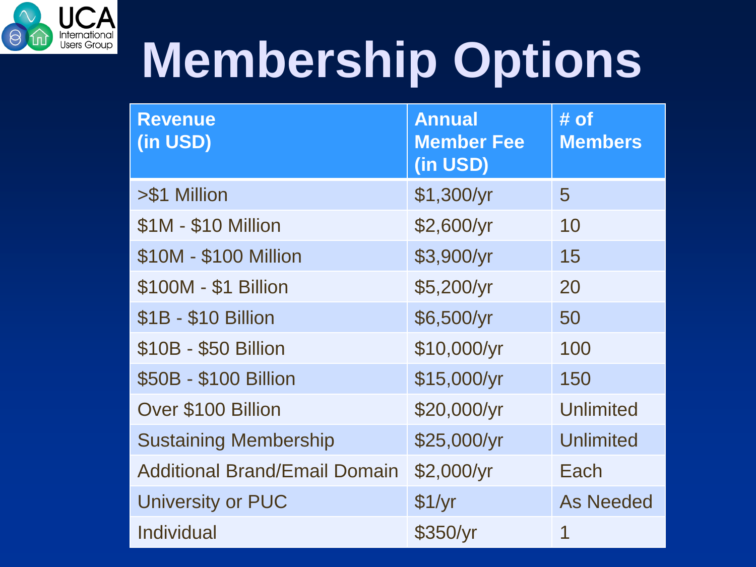# Membership Options

| Revenue (in USD) | Annual Member Fee (in USD) | # of Members |
|---|---|---|
| >$1 Million | $1,300/yr | 5 |
| $1M - $10 Million | $2,600/yr | 10 |
| $10M - $100 Million | $3,900/yr | 15 |
| $100M - $1 Billion | $5,200/yr | 20 |
| $1B - $10 Billion | $6,500/yr | 50 |
| $10B - $50 Billion | $10,000/yr | 100 |
| $50B - $100 Billion | $15,000/yr | 150 |
| Over $100 Billion | $20,000/yr | Unlimited |
| Sustaining Membership | $25,000/yr | Unlimited |
| Additional Brand/Email Domain | $2,000/yr | Each |
| University or PUC | $1/yr | As Needed |
| Individual | $350/yr | 1 |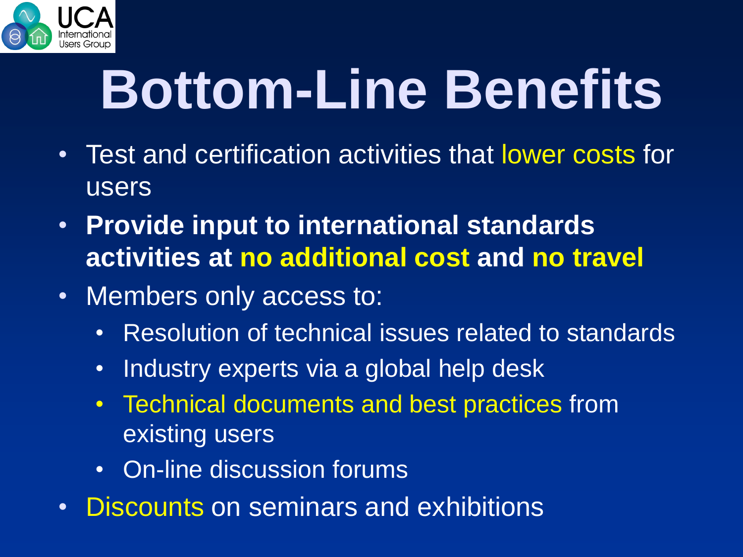# Bottom-Line Benefits

- Test and certification activities that lower costs for users
- **Provide input to international standards activities at no additional cost and no travel**
- Members only access to:
  - Resolution of technical issues related to standards
  - Industry experts via a global help desk
  - Technical documents and best practices from existing users
  - On-line discussion forums
- Discounts on seminars and exhibitions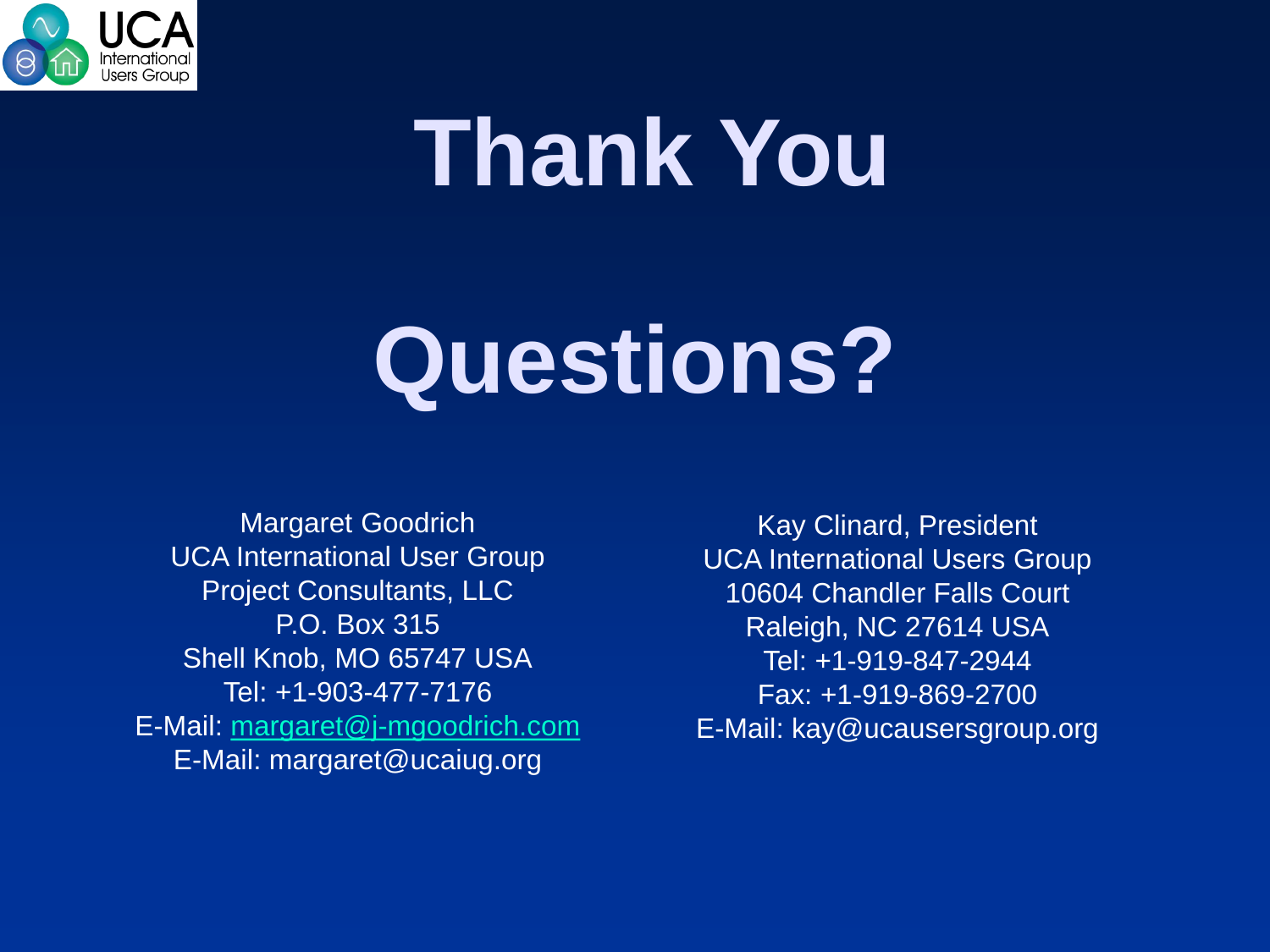# Thank You

# Questions?

Margaret Goodrich
UCA International User Group
Project Consultants, LLC
P.O. Box 315
Shell Knob, MO 65747 USA
Tel: +1-903-477-7176
E-Mail: margaret@j-mgoodrich.com
E-Mail: margaret@ucaiug.org

Kay Clinard, President
UCA International Users Group
10604 Chandler Falls Court
Raleigh, NC 27614 USA
Tel: +1-919-847-2944
Fax: +1-919-869-2700
E-Mail: kay@ucausersgroup.org